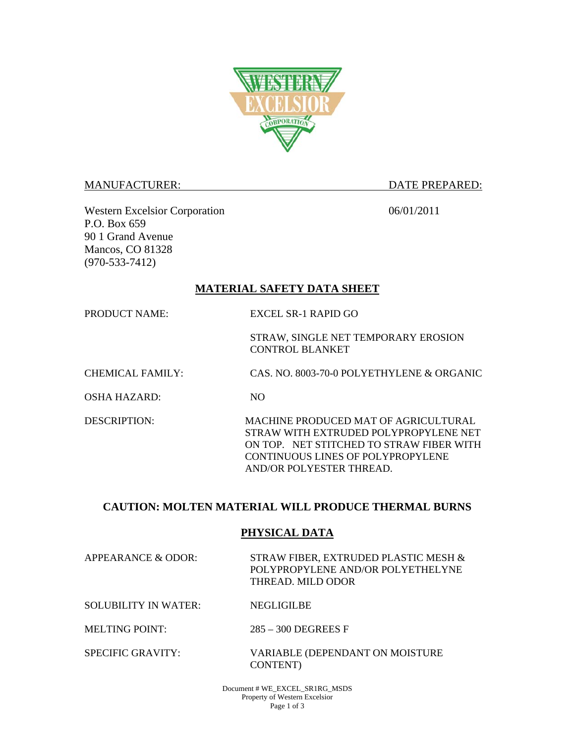MANUFACTURER: DATE PREPARED:

Western Excelsior Corporation
P.O. Box 659
90 1 Grand Avenue
Mancos, CO 81328
(970-533-7412)

06/01/2011

## MATERIAL SAFETY DATA SHEET

| | |
|---|---|
| PRODUCT NAME: | EXCEL SR-1 RAPID GO<br><br>STRAW, SINGLE NET TEMPORARY EROSION CONTROL BLANKET |
| CHEMICAL FAMILY: | CAS. NO. 8003-70-0 POLYETHYLENE & ORGANIC |
| OSHA HAZARD: | NO |
| DESCRIPTION: | MACHINE PRODUCED MAT OF AGRICULTURAL STRAW WITH EXTRUDED POLYPROPYLENE NET ON TOP. NET STITCHED TO STRAW FIBER WITH CONTINUOUS LINES OF POLYPROPYLENE AND/OR POLYESTER THREAD. |

**CAUTION: MOLTEN MATERIAL WILL PRODUCE THERMAL BURNS**

## PHYSICAL DATA

| | |
|---|---|
| APPEARANCE & ODOR: | STRAW FIBER, EXTRUDED PLASTIC MESH & POLYPROPYLENE AND/OR POLYETHELYNE THREAD. MILD ODOR |
| SOLUBILITY IN WATER: | NEGLIGILBE |
| MELTING POINT: | 285 – 300 DEGREES F |
| SPECIFIC GRAVITY: | VARIABLE (DEPENDANT ON MOISTURE CONTENT) |

Document # WE_EXCEL_SR1RG_MSDS
Property of Western Excelsior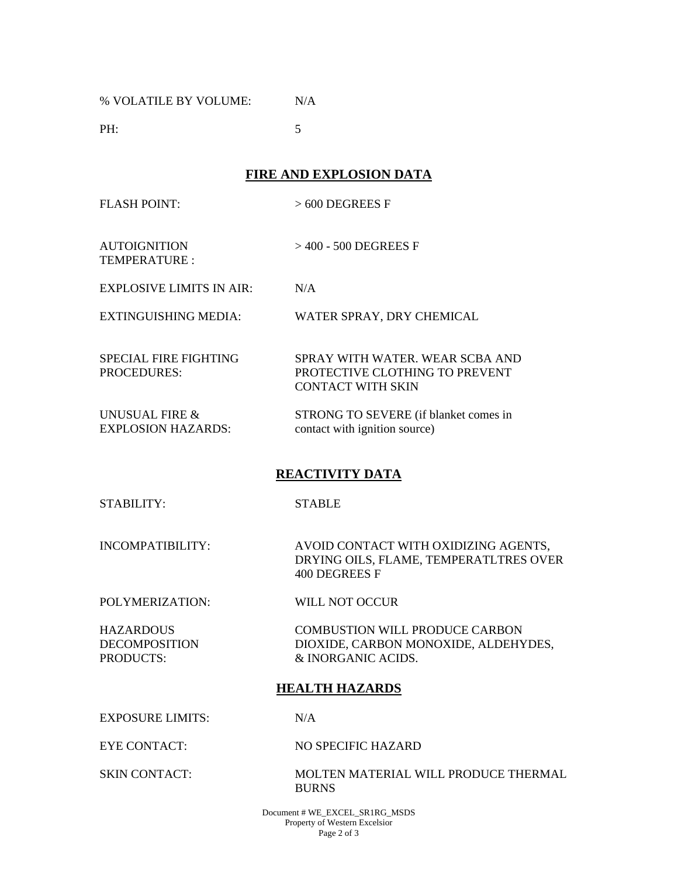| | |
|---|---|
| % VOLATILE BY VOLUME: | N/A |
| PH: | 5 |

## FIRE AND EXPLOSION DATA

| | |
|---|---|
| FLASH POINT: | > 600 DEGREES F |
| AUTOIGNITION TEMPERATURE : | > 400 - 500 DEGREES F |
| EXPLOSIVE LIMITS IN AIR: | N/A |
| EXTINGUISHING MEDIA: | WATER SPRAY, DRY CHEMICAL |
| SPECIAL FIRE FIGHTING PROCEDURES: | SPRAY WITH WATER. WEAR SCBA AND PROTECTIVE CLOTHING TO PREVENT CONTACT WITH SKIN |
| UNUSUAL FIRE & EXPLOSION HAZARDS: | STRONG TO SEVERE (if blanket comes in contact with ignition source) |

## REACTIVITY DATA

| | |
|---|---|
| STABILITY: | STABLE |
| INCOMPATIBILITY: | AVOID CONTACT WITH OXIDIZING AGENTS, DRYING OILS, FLAME, TEMPERATLTRES OVER 400 DEGREES F |
| POLYMERIZATION: | WILL NOT OCCUR |
| HAZARDOUS DECOMPOSITION PRODUCTS: | COMBUSTION WILL PRODUCE CARBON DIOXIDE, CARBON MONOXIDE, ALDEHYDES, & INORGANIC ACIDS. |

## HEALTH HAZARDS

| | |
|---|---|
| EXPOSURE LIMITS: | N/A |
| EYE CONTACT: | NO SPECIFIC HAZARD |
| SKIN CONTACT: | MOLTEN MATERIAL WILL PRODUCE THERMAL BURNS |

Document # WE_EXCEL_SR1RG_MSDS
Property of Western Excelsior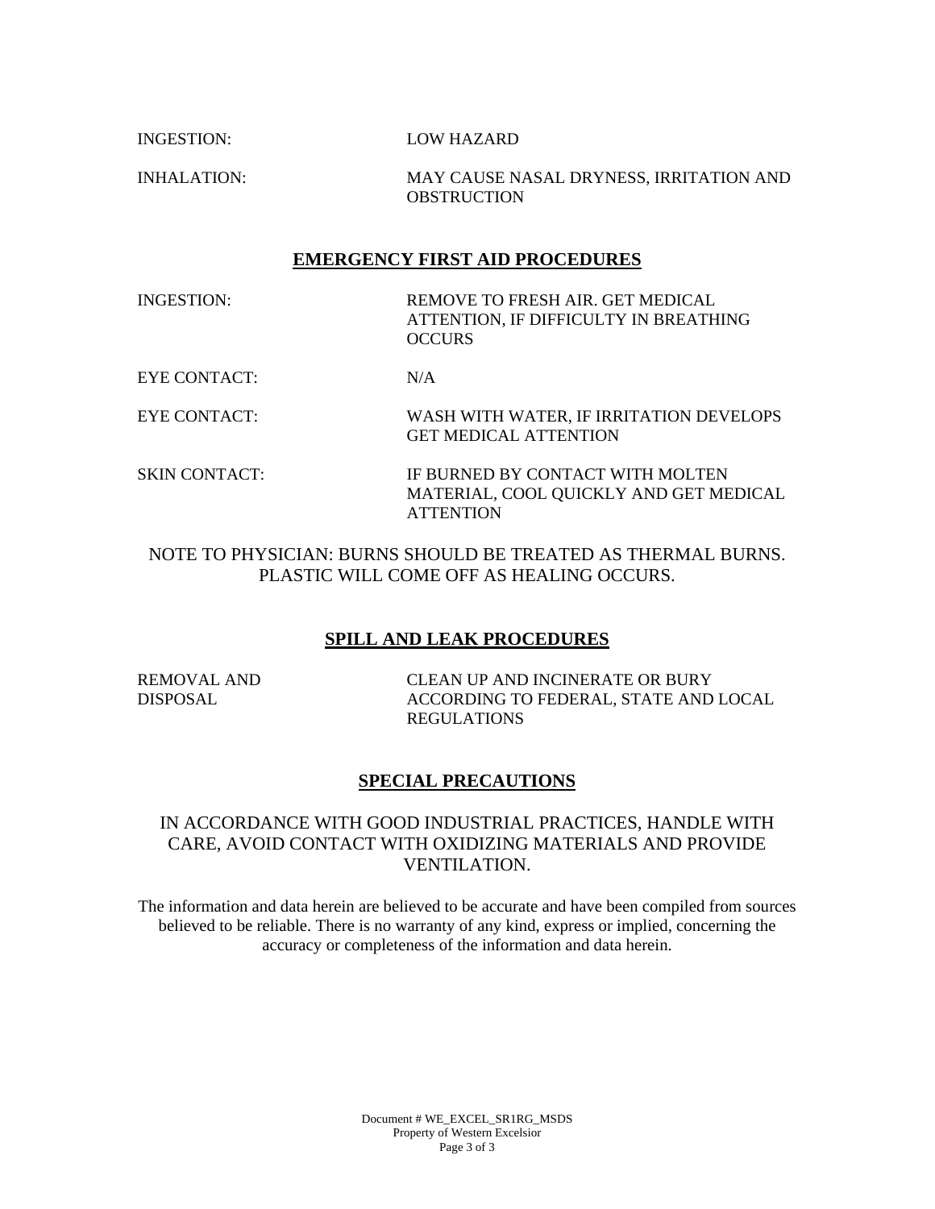INGESTION: LOW HAZARD

INHALATION: MAY CAUSE NASAL DRYNESS, IRRITATION AND OBSTRUCTION

## EMERGENCY FIRST AID PROCEDURES

INGESTION: REMOVE TO FRESH AIR. GET MEDICAL ATTENTION, IF DIFFICULTY IN BREATHING OCCURS

EYE CONTACT: N/A

EYE CONTACT: WASH WITH WATER, IF IRRITATION DEVELOPS GET MEDICAL ATTENTION

SKIN CONTACT: IF BURNED BY CONTACT WITH MOLTEN MATERIAL, COOL QUICKLY AND GET MEDICAL ATTENTION

NOTE TO PHYSICIAN: BURNS SHOULD BE TREATED AS THERMAL BURNS. PLASTIC WILL COME OFF AS HEALING OCCURS.

## SPILL AND LEAK PROCEDURES

REMOVAL AND DISPOSAL: CLEAN UP AND INCINERATE OR BURY ACCORDING TO FEDERAL, STATE AND LOCAL REGULATIONS

## SPECIAL PRECAUTIONS

IN ACCORDANCE WITH GOOD INDUSTRIAL PRACTICES, HANDLE WITH CARE, AVOID CONTACT WITH OXIDIZING MATERIALS AND PROVIDE VENTILATION.

The information and data herein are believed to be accurate and have been compiled from sources believed to be reliable. There is no warranty of any kind, express or implied, concerning the accuracy or completeness of the information and data herein.

Document # WE_EXCEL_SR1RG_MSDS
Property of Western Excelsior